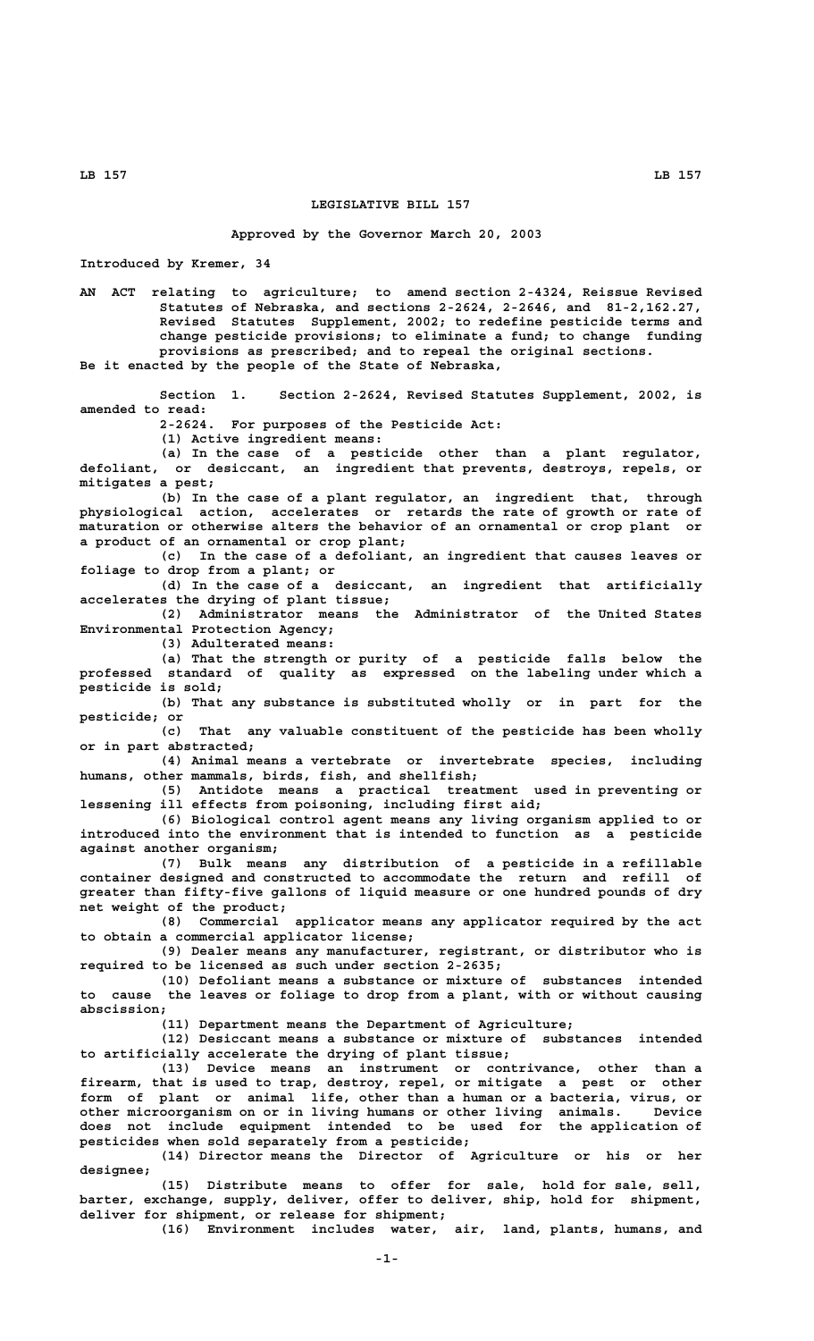# LEGISLATIVE BILL 157

**Approved by the Governor March 20, 2003**

Introduced by Kremer, 34

AN ACT relating to agriculture; to amend section 2-4324, Reissue Revised Statutes of Nebraska, and sections 2-2624, 2-2646, and 81-2,162.27, Revised Statutes Supplement, 2002; to redefine pesticide terms and change pesticide provisions; to eliminate a fund; to change funding provisions as prescribed; and to repeal the original sections.

Be it enacted by the people of the State of Nebraska,

Section 1. Section 2-2624, Revised Statutes Supplement, 2002, is amended to read:

2-2624. For purposes of the Pesticide Act:

(1) Active ingredient means:

(a) In the case of a pesticide other than a plant regulator, defoliant, or desiccant, an ingredient that prevents, destroys, repels, or mitigates a pest;

(b) In the case of a plant regulator, an ingredient that, through physiological action, accelerates or retards the rate of growth or rate of maturation or otherwise alters the behavior of an ornamental or crop plant or a product of an ornamental or crop plant;

(c) In the case of a defoliant, an ingredient that causes leaves or foliage to drop from a plant; or

(d) In the case of a desiccant, an ingredient that artificially accelerates the drying of plant tissue;

(2) Administrator means the Administrator of the United States Environmental Protection Agency;

(3) Adulterated means:

(a) That the strength or purity of a pesticide falls below the professed standard of quality as expressed on the labeling under which a pesticide is sold;

(b) That any substance is substituted wholly or in part for the pesticide; or

(c) That any valuable constituent of the pesticide has been wholly or in part abstracted;

(4) Animal means a vertebrate or invertebrate species, including humans, other mammals, birds, fish, and shellfish;

(5) Antidote means a practical treatment used in preventing or lessening ill effects from poisoning, including first aid;

(6) Biological control agent means any living organism applied to or introduced into the environment that is intended to function as a pesticide against another organism;

(7) Bulk means any distribution of a pesticide in a refillable container designed and constructed to accommodate the return and refill of greater than fifty-five gallons of liquid measure or one hundred pounds of dry net weight of the product;

(8) Commercial applicator means any applicator required by the act to obtain a commercial applicator license;

(9) Dealer means any manufacturer, registrant, or distributor who is required to be licensed as such under section 2-2635;

(10) Defoliant means a substance or mixture of substances intended to cause the leaves or foliage to drop from a plant, with or without causing abscission;

(11) Department means the Department of Agriculture;

(12) Desiccant means a substance or mixture of substances intended to artificially accelerate the drying of plant tissue;

(13) Device means an instrument or contrivance, other than a firearm, that is used to trap, destroy, repel, or mitigate a pest or other form of plant or animal life, other than a human or a bacteria, virus, or other microorganism on or in living humans or other living animals. Device does not include equipment intended to be used for the application of pesticides when sold separately from a pesticide;

(14) Director means the Director of Agriculture or his or her designee;

(15) Distribute means to offer for sale, hold for sale, sell, barter, exchange, supply, deliver, offer to deliver, ship, hold for shipment, deliver for shipment, or release for shipment;

(16) Environment includes water, air, land, plants, humans, and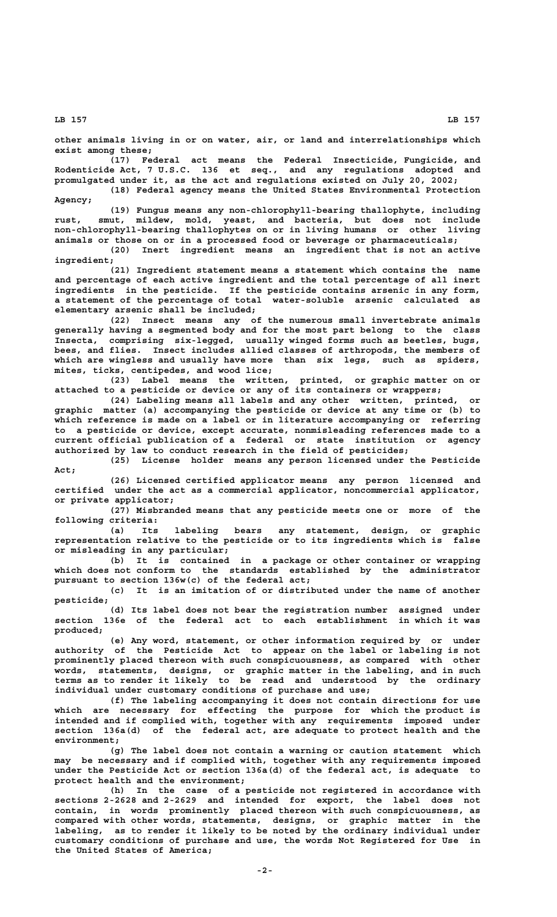other animals living in or on water, air, or land and interrelationships which exist among these;

(17) Federal act means the Federal Insecticide, Fungicide, and Rodenticide Act, 7 U.S.C. 136 et seq., and any regulations adopted and promulgated under it, as the act and regulations existed on July 20, 2002;

(18) Federal agency means the United States Environmental Protection Agency;

(19) Fungus means any non-chlorophyll-bearing thallophyte, including rust, smut, mildew, mold, yeast, and bacteria, but does not include non-chlorophyll-bearing thallophytes on or in living humans or other living animals or those on or in a processed food or beverage or pharmaceuticals;

(20) Inert ingredient means an ingredient that is not an active ingredient;

(21) Ingredient statement means a statement which contains the name and percentage of each active ingredient and the total percentage of all inert ingredients in the pesticide. If the pesticide contains arsenic in any form, a statement of the percentage of total water-soluble arsenic calculated as elementary arsenic shall be included;

(22) Insect means any of the numerous small invertebrate animals generally having a segmented body and for the most part belong to the class Insecta, comprising six-legged, usually winged forms such as beetles, bugs, bees, and flies. Insect includes allied classes of arthropods, the members of which are wingless and usually have more than six legs, such as spiders, mites, ticks, centipedes, and wood lice;

(23) Label means the written, printed, or graphic matter on or attached to a pesticide or device or any of its containers or wrappers;

(24) Labeling means all labels and any other written, printed, or graphic matter (a) accompanying the pesticide or device at any time or (b) to which reference is made on a label or in literature accompanying or referring to a pesticide or device, except accurate, nonmisleading references made to a current official publication of a federal or state institution or agency authorized by law to conduct research in the field of pesticides;

(25) License holder means any person licensed under the Pesticide Act;

(26) Licensed certified applicator means any person licensed and certified under the act as a commercial applicator, noncommercial applicator, or private applicator;

(27) Misbranded means that any pesticide meets one or more of the following criteria:

(a) Its labeling bears any statement, design, or graphic representation relative to the pesticide or to its ingredients which is false or misleading in any particular;

(b) It is contained in a package or other container or wrapping which does not conform to the standards established by the administrator pursuant to section 136w(c) of the federal act;

(c) It is an imitation of or distributed under the name of another pesticide;

(d) Its label does not bear the registration number assigned under section 136e of the federal act to each establishment in which it was produced;

(e) Any word, statement, or other information required by or under authority of the Pesticide Act to appear on the label or labeling is not prominently placed thereon with such conspicuousness, as compared with other words, statements, designs, or graphic matter in the labeling, and in such terms as to render it likely to be read and understood by the ordinary individual under customary conditions of purchase and use;

(f) The labeling accompanying it does not contain directions for use which are necessary for effecting the purpose for which the product is intended and if complied with, together with any requirements imposed under section 136a(d) of the federal act, are adequate to protect health and the environment;

(g) The label does not contain a warning or caution statement which may be necessary and if complied with, together with any requirements imposed under the Pesticide Act or section 136a(d) of the federal act, is adequate to protect health and the environment;

(h) In the case of a pesticide not registered in accordance with sections 2-2628 and 2-2629 and intended for export, the label does not contain, in words prominently placed thereon with such conspicuousness, as compared with other words, statements, designs, or graphic matter in the labeling, as to render it likely to be noted by the ordinary individual under customary conditions of purchase and use, the words Not Registered for Use in the United States of America;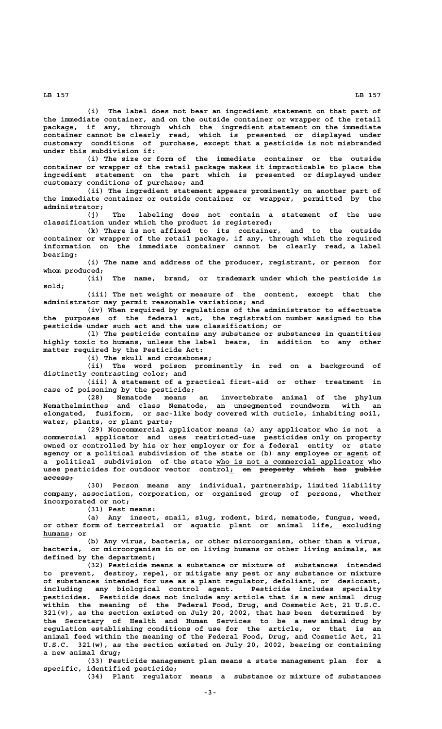(i) The label does not bear an ingredient statement on that part of the immediate container, and on the outside container or wrapper of the retail package, if any, through which the ingredient statement on the immediate container cannot be clearly read, which is presented or displayed under customary conditions of purchase, except that a pesticide is not misbranded under this subdivision if:

(i) The size or form of the immediate container or the outside container or wrapper of the retail package makes it impracticable to place the ingredient statement on the part which is presented or displayed under customary conditions of purchase; and

(ii) The ingredient statement appears prominently on another part of the immediate container or outside container or wrapper, permitted by the administrator;

(j) The labeling does not contain a statement of the use classification under which the product is registered;

(k) There is not affixed to its container, and to the outside container or wrapper of the retail package, if any, through which the required information on the immediate container cannot be clearly read, a label bearing:

(i) The name and address of the producer, registrant, or person for whom produced;

(ii) The name, brand, or trademark under which the pesticide is sold;

(iii) The net weight or measure of the content, except that the administrator may permit reasonable variations; and

(iv) When required by regulations of the administrator to effectuate the purposes of the federal act, the registration number assigned to the pesticide under such act and the use classification; or

(l) The pesticide contains any substance or substances in quantities highly toxic to humans, unless the label bears, in addition to any other matter required by the Pesticide Act:

(i) The skull and crossbones;

(ii) The word poison prominently in red on a background of distinctly contrasting color; and

(iii) A statement of a practical first-aid or other treatment in case of poisoning by the pesticide;

(28) Nematode means an invertebrate animal of the phylum Nemathelminthes and class Nematode, an unsegmented roundworm with an elongated, fusiform, or sac-like body covered with cuticle, inhabiting soil, water, plants, or plant parts;

(29) Noncommercial applicator means (a) any applicator who is not a commercial applicator and uses restricted-use pesticides only on property owned or controlled by his or her employer or for a federal entity or state agency or a political subdivision of the state or (b) any employee or agent of a political subdivision of the state who is not a commercial applicator who uses pesticides for outdoor vector control; ~~on property which has public access;~~

(30) Person means any individual, partnership, limited liability company, association, corporation, or organized group of persons, whether incorporated or not;

(31) Pest means:

(a) Any insect, snail, slug, rodent, bird, nematode, fungus, weed, or other form of terrestrial or aquatic plant or animal life, excluding humans; or

(b) Any virus, bacteria, or other microorganism, other than a virus, bacteria, or microorganism in or on living humans or other living animals, as defined by the department;

(32) Pesticide means a substance or mixture of substances intended to prevent, destroy, repel, or mitigate any pest or any substance or mixture of substances intended for use as a plant regulator, defoliant, or desiccant, including any biological control agent. Pesticide includes specialty pesticides. Pesticide does not include any article that is a new animal drug within the meaning of the Federal Food, Drug, and Cosmetic Act, 21 U.S.C. 321(v), as the section existed on July 20, 2002, that has been determined by the Secretary of Health and Human Services to be a new animal drug by regulation establishing conditions of use for the article, or that is an animal feed within the meaning of the Federal Food, Drug, and Cosmetic Act, 21 U.S.C. 321(w), as the section existed on July 20, 2002, bearing or containing a new animal drug;

(33) Pesticide management plan means a state management plan for a specific, identified pesticide;

(34) Plant regulator means a substance or mixture of substances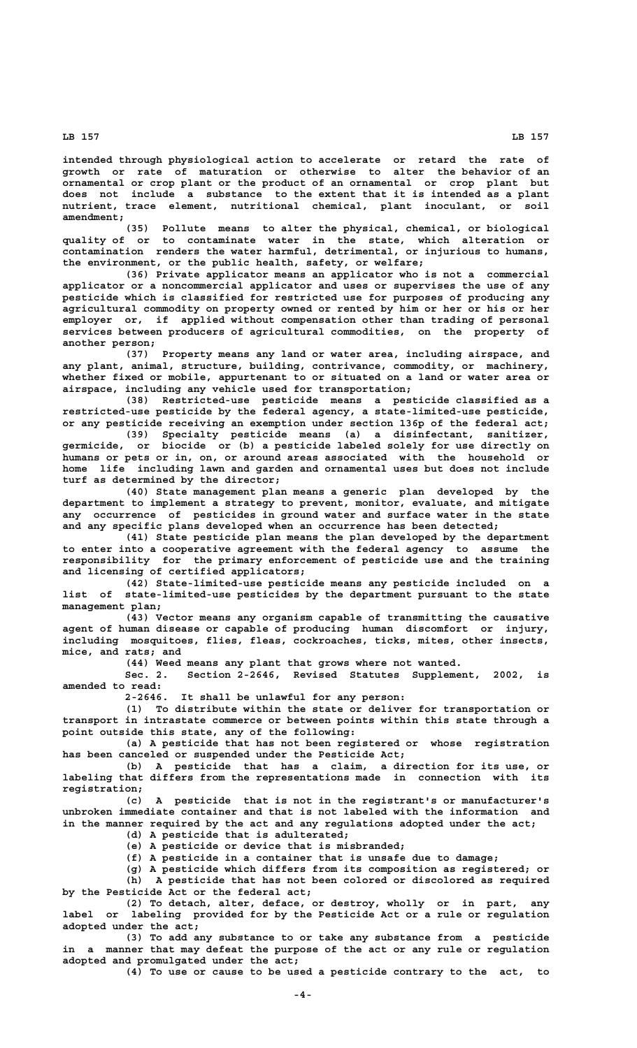intended through physiological action to accelerate or retard the rate of growth or rate of maturation or otherwise to alter the behavior of an ornamental or crop plant or the product of an ornamental or crop plant but does not include a substance to the extent that it is intended as a plant nutrient, trace element, nutritional chemical, plant inoculant, or soil amendment;

(35) Pollute means to alter the physical, chemical, or biological quality of or to contaminate water in the state, which alteration or contamination renders the water harmful, detrimental, or injurious to humans, the environment, or the public health, safety, or welfare;

(36) Private applicator means an applicator who is not a commercial applicator or a noncommercial applicator and uses or supervises the use of any pesticide which is classified for restricted use for purposes of producing any agricultural commodity on property owned or rented by him or her or his or her employer or, if applied without compensation other than trading of personal services between producers of agricultural commodities, on the property of another person;

(37) Property means any land or water area, including airspace, and any plant, animal, structure, building, contrivance, commodity, or machinery, whether fixed or mobile, appurtenant to or situated on a land or water area or airspace, including any vehicle used for transportation;

(38) Restricted-use pesticide means a pesticide classified as a restricted-use pesticide by the federal agency, a state-limited-use pesticide, or any pesticide receiving an exemption under section 136p of the federal act;

(39) Specialty pesticide means (a) a disinfectant, sanitizer, germicide, or biocide or (b) a pesticide labeled solely for use directly on humans or pets or in, on, or around areas associated with the household or home life including lawn and garden and ornamental uses but does not include turf as determined by the director;

(40) State management plan means a generic plan developed by the department to implement a strategy to prevent, monitor, evaluate, and mitigate any occurrence of pesticides in ground water and surface water in the state and any specific plans developed when an occurrence has been detected;

(41) State pesticide plan means the plan developed by the department to enter into a cooperative agreement with the federal agency to assume the responsibility for the primary enforcement of pesticide use and the training and licensing of certified applicators;

(42) State-limited-use pesticide means any pesticide included on a list of state-limited-use pesticides by the department pursuant to the state management plan;

(43) Vector means any organism capable of transmitting the causative agent of human disease or capable of producing human discomfort or injury, including mosquitoes, flies, fleas, cockroaches, ticks, mites, other insects, mice, and rats; and

(44) Weed means any plant that grows where not wanted.

Sec. 2. Section 2-2646, Revised Statutes Supplement, 2002, is amended to read:

2-2646. It shall be unlawful for any person:

(1) To distribute within the state or deliver for transportation or transport in intrastate commerce or between points within this state through a point outside this state, any of the following:

(a) A pesticide that has not been registered or whose registration has been canceled or suspended under the Pesticide Act;

(b) A pesticide that has a claim, a direction for its use, or labeling that differs from the representations made in connection with its registration;

(c) A pesticide that is not in the registrant's or manufacturer's unbroken immediate container and that is not labeled with the information and in the manner required by the act and any regulations adopted under the act;

(d) A pesticide that is adulterated;

(e) A pesticide or device that is misbranded;

(f) A pesticide in a container that is unsafe due to damage;

(g) A pesticide which differs from its composition as registered; or

(h) A pesticide that has not been colored or discolored as required by the Pesticide Act or the federal act;

(2) To detach, alter, deface, or destroy, wholly or in part, any label or labeling provided for by the Pesticide Act or a rule or regulation adopted under the act;

(3) To add any substance to or take any substance from a pesticide in a manner that may defeat the purpose of the act or any rule or regulation adopted and promulgated under the act;

(4) To use or cause to be used a pesticide contrary to the act, to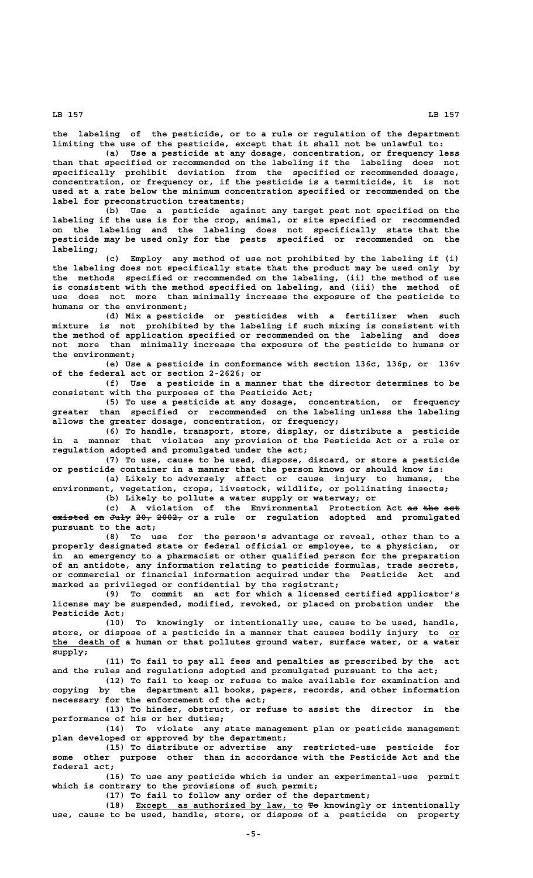the labeling of the pesticide, or to a rule or regulation of the department limiting the use of the pesticide, except that it shall not be unlawful to:

(a) Use a pesticide at any dosage, concentration, or frequency less than that specified or recommended on the labeling if the labeling does not specifically prohibit deviation from the specified or recommended dosage, concentration, or frequency or, if the pesticide is a termiticide, it is not used at a rate below the minimum concentration specified or recommended on the label for preconstruction treatments;

(b) Use a pesticide against any target pest not specified on the labeling if the use is for the crop, animal, or site specified or recommended on the labeling and the labeling does not specifically state that the pesticide may be used only for the pests specified or recommended on the labeling;

(c) Employ any method of use not prohibited by the labeling if (i) the labeling does not specifically state that the product may be used only by the methods specified or recommended on the labeling, (ii) the method of use is consistent with the method specified on labeling, and (iii) the method of use does not more than minimally increase the exposure of the pesticide to humans or the environment;

(d) Mix a pesticide or pesticides with a fertilizer when such mixture is not prohibited by the labeling if such mixing is consistent with the method of application specified or recommended on the labeling and does not more than minimally increase the exposure of the pesticide to humans or the environment;

(e) Use a pesticide in conformance with section 136c, 136p, or 136v of the federal act or section 2-2626; or

(f) Use a pesticide in a manner that the director determines to be consistent with the purposes of the Pesticide Act;

(5) To use a pesticide at any dosage, concentration, or frequency greater than specified or recommended on the labeling unless the labeling allows the greater dosage, concentration, or frequency;

(6) To handle, transport, store, display, or distribute a pesticide in a manner that violates any provision of the Pesticide Act or a rule or regulation adopted and promulgated under the act;

(7) To use, cause to be used, dispose, discard, or store a pesticide or pesticide container in a manner that the person knows or should know is:

(a) Likely to adversely affect or cause injury to humans, the environment, vegetation, crops, livestock, wildlife, or pollinating insects;

(b) Likely to pollute a water supply or waterway; or

(c) A violation of the Environmental Protection Act ~~as the act existed on July 20, 2002,~~ or a rule or regulation adopted and promulgated pursuant to the act;

(8) To use for the person's advantage or reveal, other than to a properly designated state or federal official or employee, to a physician, or in an emergency to a pharmacist or other qualified person for the preparation of an antidote, any information relating to pesticide formulas, trade secrets, or commercial or financial information acquired under the Pesticide Act and marked as privileged or confidential by the registrant;

(9) To commit an act for which a licensed certified applicator's license may be suspended, modified, revoked, or placed on probation under the Pesticide Act;

(10) To knowingly or intentionally use, cause to be used, handle, store, or dispose of a pesticide in a manner that causes bodily injury to <u>or the death of</u> a human or that pollutes ground water, surface water, or a water supply;

(11) To fail to pay all fees and penalties as prescribed by the act and the rules and regulations adopted and promulgated pursuant to the act;

(12) To fail to keep or refuse to make available for examination and copying by the department all books, papers, records, and other information necessary for the enforcement of the act;

(13) To hinder, obstruct, or refuse to assist the director in the performance of his or her duties;

(14) To violate any state management plan or pesticide management plan developed or approved by the department;

(15) To distribute or advertise any restricted-use pesticide for some other purpose other than in accordance with the Pesticide Act and the federal act;

(16) To use any pesticide which is under an experimental-use permit which is contrary to the provisions of such permit;

(17) To fail to follow any order of the department;

(18) <u>Except as authorized by law, to</u> ~~To~~ knowingly or intentionally use, cause to be used, handle, store, or dispose of a pesticide on property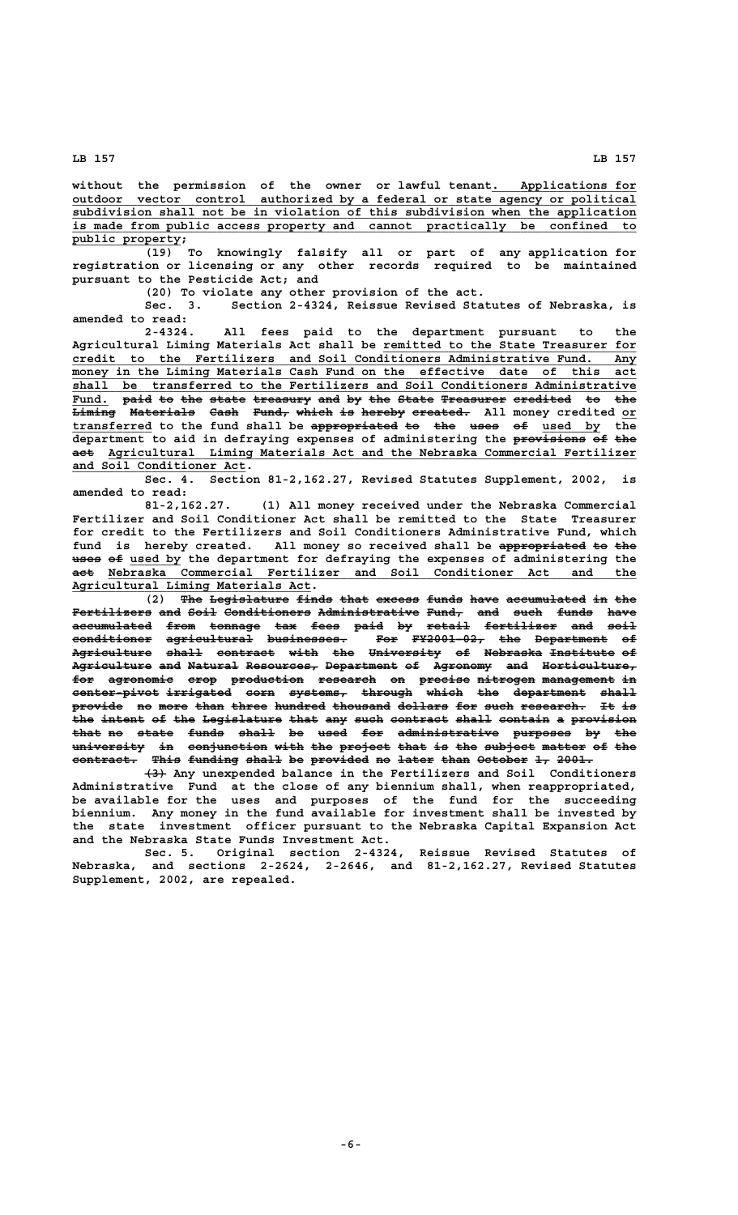without the permission of the owner or lawful tenant. Applications for outdoor vector control authorized by a federal or state agency or political subdivision shall not be in violation of this subdivision when the application is made from public access property and cannot practically be confined to public property;

(19) To knowingly falsify all or part of any application for registration or licensing or any other records required to be maintained pursuant to the Pesticide Act; and

(20) To violate any other provision of the act.

Sec. 3. Section 2-4324, Reissue Revised Statutes of Nebraska, is amended to read:

2-4324. All fees paid to the department pursuant to the Agricultural Liming Materials Act shall be remitted to the State Treasurer for credit to the Fertilizers and Soil Conditioners Administrative Fund. Any money in the Liming Materials Cash Fund on the effective date of this act shall be transferred to the Fertilizers and Soil Conditioners Administrative Fund. ~~paid to the state treasury and by the State Treasurer credited to the Liming Materials Cash Fund, which is hereby created.~~ All money credited or transferred to the fund shall be ~~appropriated to the uses of~~ used by the department to aid in defraying expenses of administering the ~~provisions of the act~~ Agricultural Liming Materials Act and the Nebraska Commercial Fertilizer and Soil Conditioner Act.

Sec. 4. Section 81-2,162.27, Revised Statutes Supplement, 2002, is amended to read:

81-2,162.27. (1) All money received under the Nebraska Commercial Fertilizer and Soil Conditioner Act shall be remitted to the State Treasurer for credit to the Fertilizers and Soil Conditioners Administrative Fund, which fund is hereby created. All money so received shall be ~~appropriated to the uses of~~ used by the department for defraying the expenses of administering the ~~act~~ Nebraska Commercial Fertilizer and Soil Conditioner Act and the Agricultural Liming Materials Act.

(2) ~~The Legislature finds that excess funds have accumulated in the Fertilizers and Soil Conditioners Administrative Fund, and such funds have accumulated from tonnage tax fees paid by retail fertilizer and soil conditioner agricultural businesses. For FY2001-02, the Department of Agriculture shall contract with the University of Nebraska Institute of Agriculture and Natural Resources, Department of Agronomy and Horticulture, for agronomic crop production research on precise nitrogen management in center-pivot irrigated corn systems, through which the department shall provide no more than three hundred thousand dollars for such research. It is the intent of the Legislature that any such contract shall contain a provision that no state funds shall be used for administrative purposes by the university in conjunction with the project that is the subject matter of the contract. This funding shall be provided no later than October 1, 2001.~~

~~(3)~~ Any unexpended balance in the Fertilizers and Soil Conditioners Administrative Fund at the close of any biennium shall, when reappropriated, be available for the uses and purposes of the fund for the succeeding biennium. Any money in the fund available for investment shall be invested by the state investment officer pursuant to the Nebraska Capital Expansion Act and the Nebraska State Funds Investment Act.

Sec. 5. Original section 2-4324, Reissue Revised Statutes of Nebraska, and sections 2-2624, 2-2646, and 81-2,162.27, Revised Statutes Supplement, 2002, are repealed.